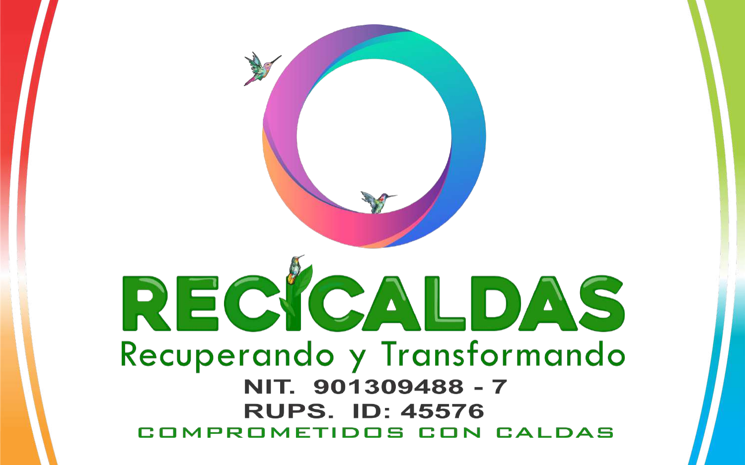# RECICALDAS

Recuperando y Transformando

**NIT. 901309488 - 7**

**RUPS. ID: 45576**

COMPROMETIDOS CON CALDAS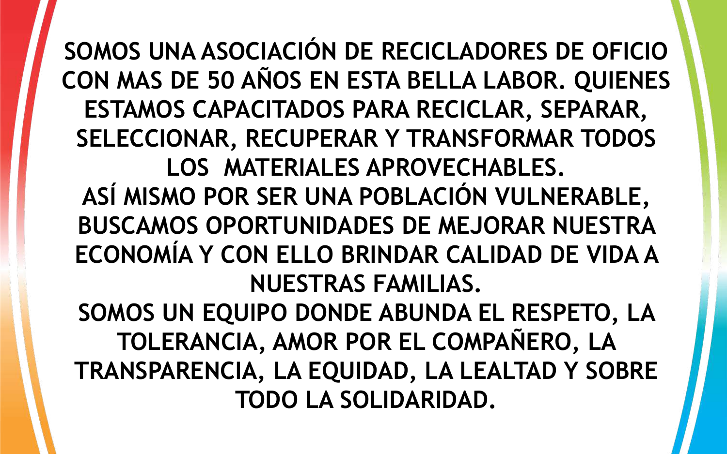**SOMOS UNA ASOCIACIÓN DE RECICLADORES DE OFICIO CON MAS DE 50 AÑOS EN ESTA BELLA LABOR. QUIENES ESTAMOS CAPACITADOS PARA RECICLAR, SEPARAR, SELECCIONAR, RECUPERAR Y TRANSFORMAR TODOS LOS MATERIALES APROVECHABLES.**

**ASÍ MISMO POR SER UNA POBLACIÓN VULNERABLE, BUSCAMOS OPORTUNIDADES DE MEJORAR NUESTRA ECONOMÍA Y CON ELLO BRINDAR CALIDAD DE VIDA A NUESTRAS FAMILIAS.**

**SOMOS UN EQUIPO DONDE ABUNDA EL RESPETO, LA TOLERANCIA, AMOR POR EL COMPAÑERO, LA TRANSPARENCIA, LA EQUIDAD, LA LEALTAD Y SOBRE TODO LA SOLIDARIDAD.**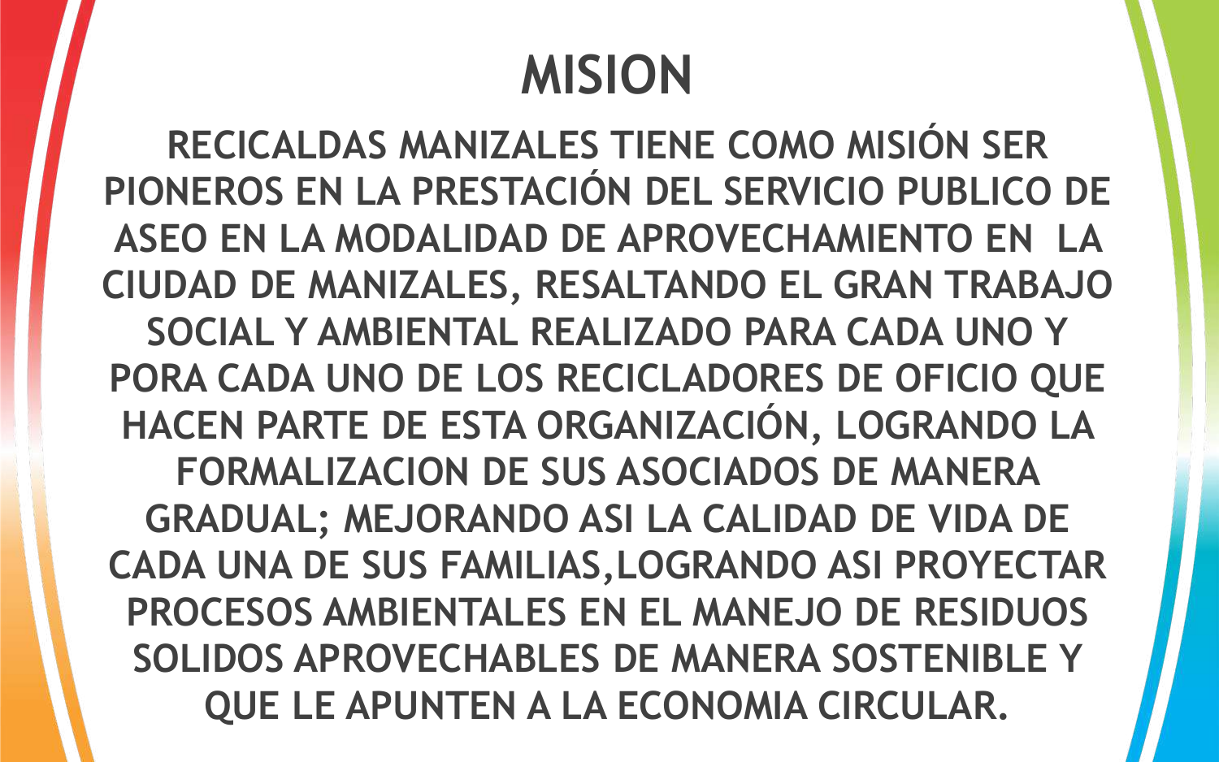# MISION

**RECICALDAS MANIZALES TIENE COMO MISIÓN SER PIONEROS EN LA PRESTACIÓN DEL SERVICIO PUBLICO DE ASEO EN LA MODALIDAD DE APROVECHAMIENTO EN LA CIUDAD DE MANIZALES, RESALTANDO EL GRAN TRABAJO SOCIAL Y AMBIENTAL REALIZADO PARA CADA UNO Y PORA CADA UNO DE LOS RECICLADORES DE OFICIO QUE HACEN PARTE DE ESTA ORGANIZACIÓN, LOGRANDO LA FORMALIZACION DE SUS ASOCIADOS DE MANERA GRADUAL; MEJORANDO ASI LA CALIDAD DE VIDA DE CADA UNA DE SUS FAMILIAS,LOGRANDO ASI PROYECTAR PROCESOS AMBIENTALES EN EL MANEJO DE RESIDUOS SOLIDOS APROVECHABLES DE MANERA SOSTENIBLE Y QUE LE APUNTEN A LA ECONOMIA CIRCULAR.**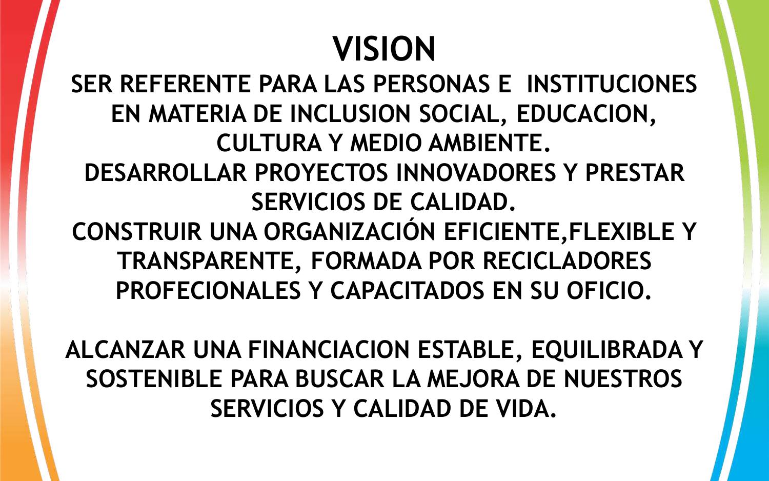# VISION

**SER REFERENTE PARA LAS PERSONAS E INSTITUCIONES EN MATERIA DE INCLUSION SOCIAL, EDUCACION, CULTURA Y MEDIO AMBIENTE.**

**DESARROLLAR PROYECTOS INNOVADORES Y PRESTAR SERVICIOS DE CALIDAD.**

**CONSTRUIR UNA ORGANIZACIÓN EFICIENTE,FLEXIBLE Y TRANSPARENTE, FORMADA POR RECICLADORES PROFECIONALES Y CAPACITADOS EN SU OFICIO.**

**ALCANZAR UNA FINANCIACION ESTABLE, EQUILIBRADA Y SOSTENIBLE PARA BUSCAR LA MEJORA DE NUESTROS SERVICIOS Y CALIDAD DE VIDA.**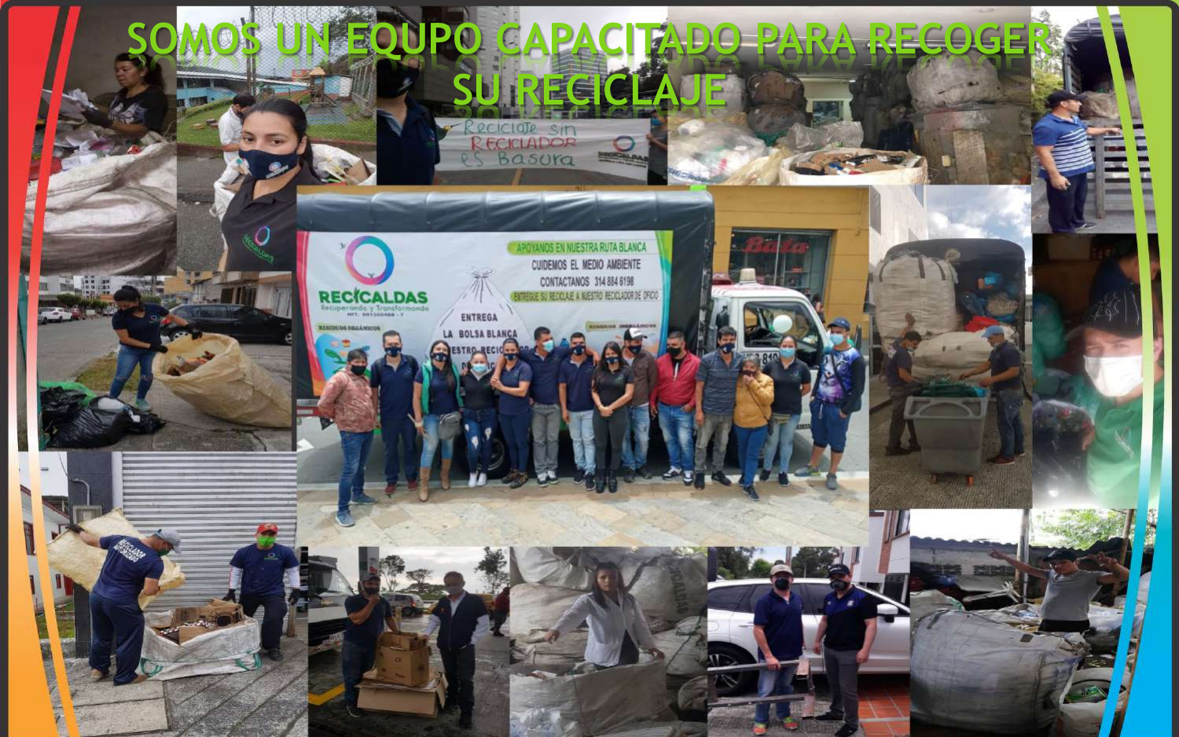# SOMOS UN EQUIPO CAPACITADO PARA RECOGER SU RECICLAJE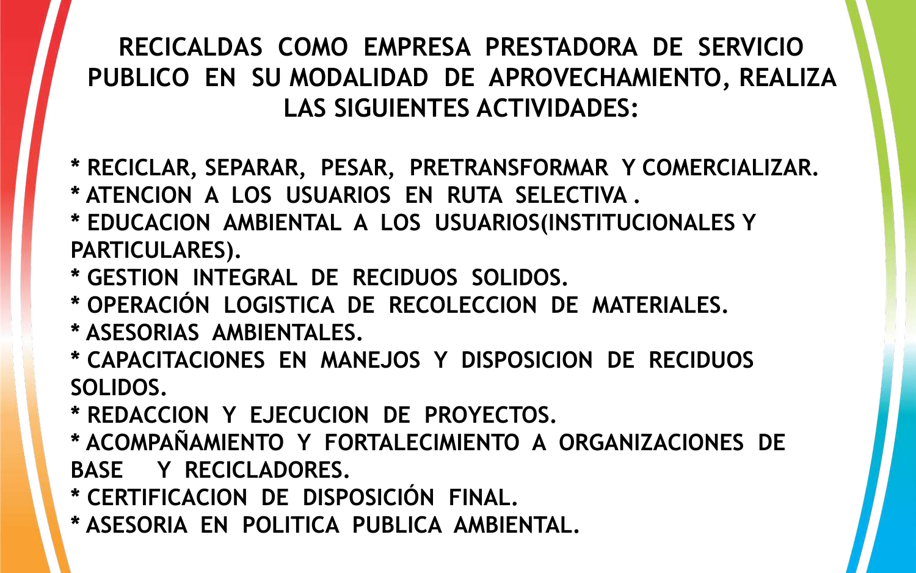# RECICALDAS COMO EMPRESA PRESTADORA DE SERVICIO PUBLICO EN SU MODALIDAD DE APROVECHAMIENTO, REALIZA LAS SIGUIENTES ACTIVIDADES:

* RECICLAR, SEPARAR, PESAR, PRETRANSFORMAR Y COMERCIALIZAR.
* ATENCION A LOS USUARIOS EN RUTA SELECTIVA .
* EDUCACION AMBIENTAL A LOS USUARIOS(INSTITUCIONALES Y PARTICULARES).
* GESTION INTEGRAL DE RECIDUOS SOLIDOS.
* OPERACIÓN LOGISTICA DE RECOLECCION DE MATERIALES.
* ASESORIAS AMBIENTALES.
* CAPACITACIONES EN MANEJOS Y DISPOSICION DE RECIDUOS SOLIDOS.
* REDACCION Y EJECUCION DE PROYECTOS.
* ACOMPAÑAMIENTO Y FORTALECIMIENTO A ORGANIZACIONES DE BASE Y RECICLADORES.
* CERTIFICACION DE DISPOSICIÓN FINAL.
* ASESORIA EN POLITICA PUBLICA AMBIENTAL.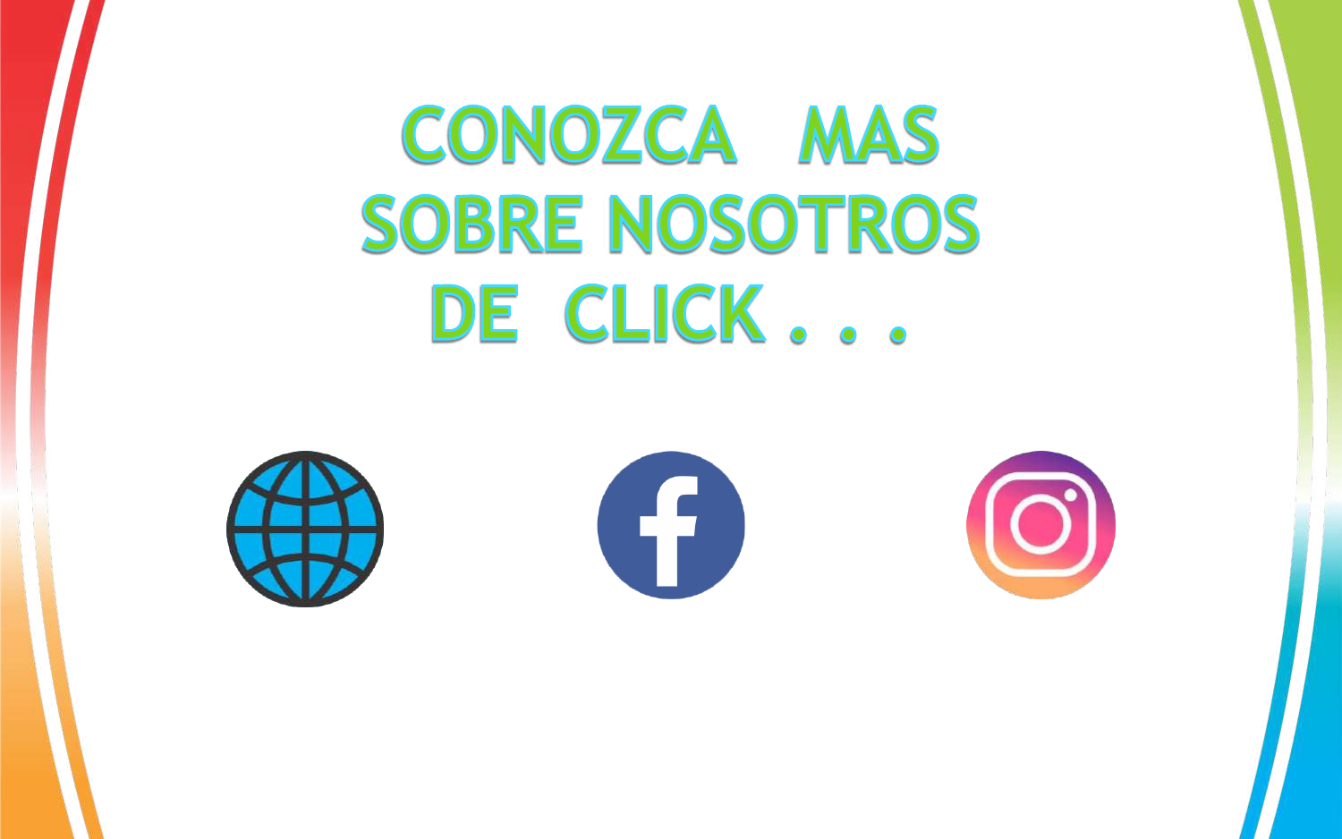# CONOZCA MAS SOBRE NOSOTROS DE CLICK . . .